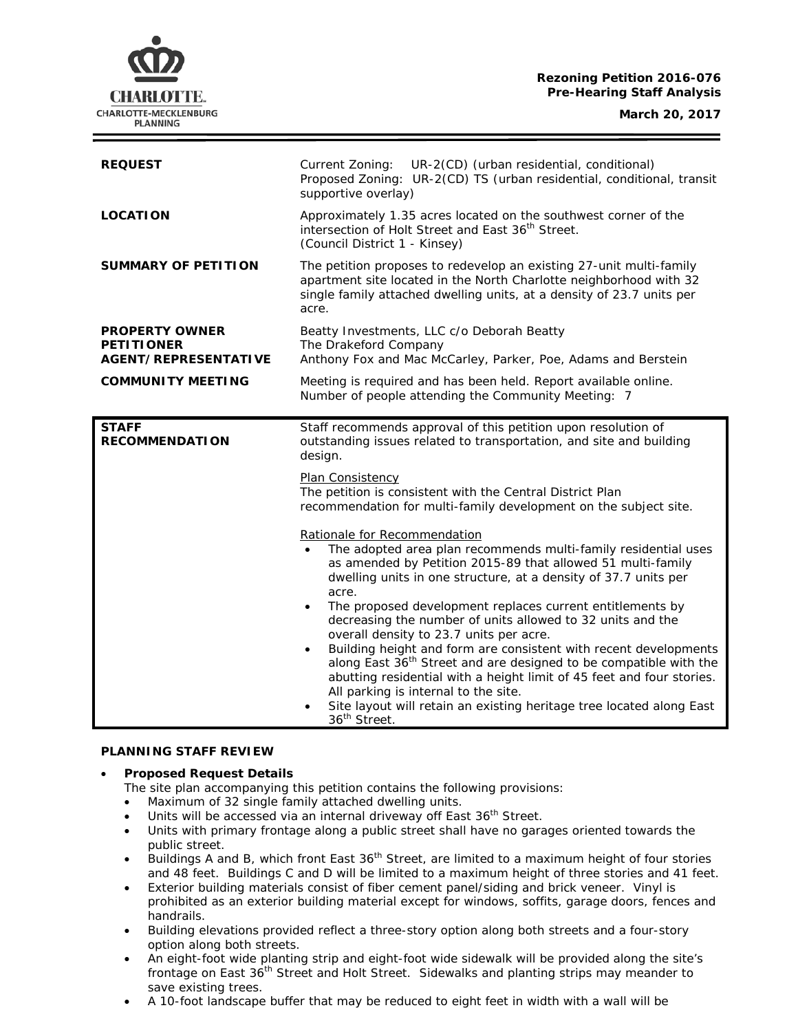**Rezoning Petition 2016-076**
**Pre-Hearing Staff Analysis**

**March 20, 2017**

| | |
|---|---|
| **REQUEST** | Current Zoning: UR-2(CD) (urban residential, conditional)<br>Proposed Zoning: UR-2(CD) TS (urban residential, conditional, transit supportive overlay) |
| **LOCATION** | Approximately 1.35 acres located on the southwest corner of the intersection of Holt Street and East 36th Street.<br>(Council District 1 - Kinsey) |
| **SUMMARY OF PETITION** | The petition proposes to redevelop an existing 27-unit multi-family apartment site located in the North Charlotte neighborhood with 32 single family attached dwelling units, at a density of 23.7 units per acre. |
| **PROPERTY OWNER**<br>**PETITIONER**<br>**AGENT/REPRESENTATIVE** | Beatty Investments, LLC c/o Deborah Beatty<br>The Drakeford Company<br>Anthony Fox and Mac McCarley, Parker, Poe, Adams and Berstein |
| **COMMUNITY MEETING** | Meeting is required and has been held. Report available online.<br>Number of people attending the Community Meeting: 7 |

| | |
|---|---|
| **STAFF RECOMMENDATION** | Staff recommends approval of this petition upon resolution of outstanding issues related to transportation, and site and building design.<br><br><u>Plan Consistency</u><br>The petition is consistent with the Central District Plan recommendation for multi-family development on the subject site.<br><br><u>Rationale for Recommendation</u><br>• The adopted area plan recommends multi-family residential uses as amended by Petition 2015-89 that allowed 51 multi-family dwelling units in one structure, at a density of 37.7 units per acre.<br>• The proposed development replaces current entitlements by decreasing the number of units allowed to 32 units and the overall density to 23.7 units per acre.<br>• Building height and form are consistent with recent developments along East 36th Street and are designed to be compatible with the abutting residential with a height limit of 45 feet and four stories. All parking is internal to the site.<br>• Site layout will retain an existing heritage tree located along East 36th Street. |

## PLANNING STAFF REVIEW

- **Proposed Request Details**
  The site plan accompanying this petition contains the following provisions:
  - Maximum of 32 single family attached dwelling units.
  - Units will be accessed via an internal driveway off East 36th Street.
  - Units with primary frontage along a public street shall have no garages oriented towards the public street.
  - Buildings A and B, which front East 36th Street, are limited to a maximum height of four stories and 48 feet. Buildings C and D will be limited to a maximum height of three stories and 41 feet.
  - Exterior building materials consist of fiber cement panel/siding and brick veneer. Vinyl is prohibited as an exterior building material except for windows, soffits, garage doors, fences and handrails.
  - Building elevations provided reflect a three-story option along both streets and a four-story option along both streets.
  - An eight-foot wide planting strip and eight-foot wide sidewalk will be provided along the site's frontage on East 36th Street and Holt Street. Sidewalks and planting strips may meander to save existing trees.
  - A 10-foot landscape buffer that may be reduced to eight feet in width with a wall will be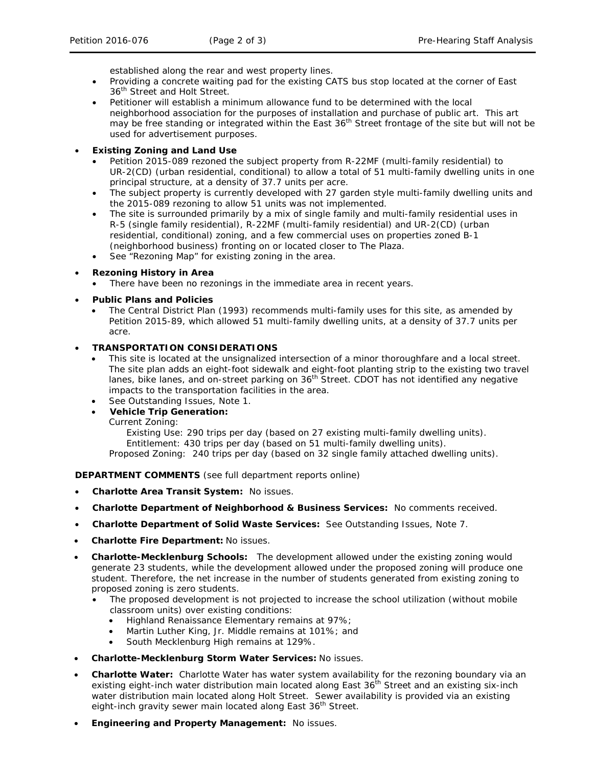established along the rear and west property lines.
- Providing a concrete waiting pad for the existing CATS bus stop located at the corner of East 36th Street and Holt Street.
- Petitioner will establish a minimum allowance fund to be determined with the local neighborhood association for the purposes of installation and purchase of public art. This art may be free standing or integrated within the East 36th Street frontage of the site but will not be used for advertisement purposes.

- **Existing Zoning and Land Use**
  - Petition 2015-089 rezoned the subject property from R-22MF (multi-family residential) to UR-2(CD) (urban residential, conditional) to allow a total of 51 multi-family dwelling units in one principal structure, at a density of 37.7 units per acre.
  - The subject property is currently developed with 27 garden style multi-family dwelling units and the 2015-089 rezoning to allow 51 units was not implemented.
  - The site is surrounded primarily by a mix of single family and multi-family residential uses in R-5 (single family residential), R-22MF (multi-family residential) and UR-2(CD) (urban residential, conditional) zoning, and a few commercial uses on properties zoned B-1 (neighborhood business) fronting on or located closer to The Plaza.
  - See "Rezoning Map" for existing zoning in the area.

- **Rezoning History in Area**
  - There have been no rezonings in the immediate area in recent years.

- **Public Plans and Policies**
  - The Central District Plan (1993) recommends multi-family uses for this site, as amended by Petition 2015-89, which allowed 51 multi-family dwelling units, at a density of 37.7 units per acre.

- **TRANSPORTATION CONSIDERATIONS**
  - This site is located at the unsignalized intersection of a minor thoroughfare and a local street. The site plan adds an eight-foot sidewalk and eight-foot planting strip to the existing two travel lanes, bike lanes, and on-street parking on 36th Street. CDOT has not identified any negative impacts to the transportation facilities in the area.
  - See Outstanding Issues, Note 1.
  - **Vehicle Trip Generation:**
    Current Zoning:
      Existing Use: 290 trips per day (based on 27 existing multi-family dwelling units).
      Entitlement: 430 trips per day (based on 51 multi-family dwelling units).
    Proposed Zoning: 240 trips per day (based on 32 single family attached dwelling units).

**DEPARTMENT COMMENTS** (see full department reports online)

- **Charlotte Area Transit System:** No issues.
- **Charlotte Department of Neighborhood & Business Services:** No comments received.
- **Charlotte Department of Solid Waste Services:** See Outstanding Issues, Note 7.
- **Charlotte Fire Department:** No issues.
- **Charlotte-Mecklenburg Schools:** The development allowed under the existing zoning would generate 23 students, while the development allowed under the proposed zoning will produce one student. Therefore, the net increase in the number of students generated from existing zoning to proposed zoning is zero students.
  - The proposed development is not projected to increase the school utilization (without mobile classroom units) over existing conditions:
    - Highland Renaissance Elementary remains at 97%;
    - Martin Luther King, Jr. Middle remains at 101%; and
    - South Mecklenburg High remains at 129%.
- **Charlotte-Mecklenburg Storm Water Services:** No issues.
- **Charlotte Water:** Charlotte Water has water system availability for the rezoning boundary via an existing eight-inch water distribution main located along East 36th Street and an existing six-inch water distribution main located along Holt Street. Sewer availability is provided via an existing eight-inch gravity sewer main located along East 36th Street.
- **Engineering and Property Management:** No issues.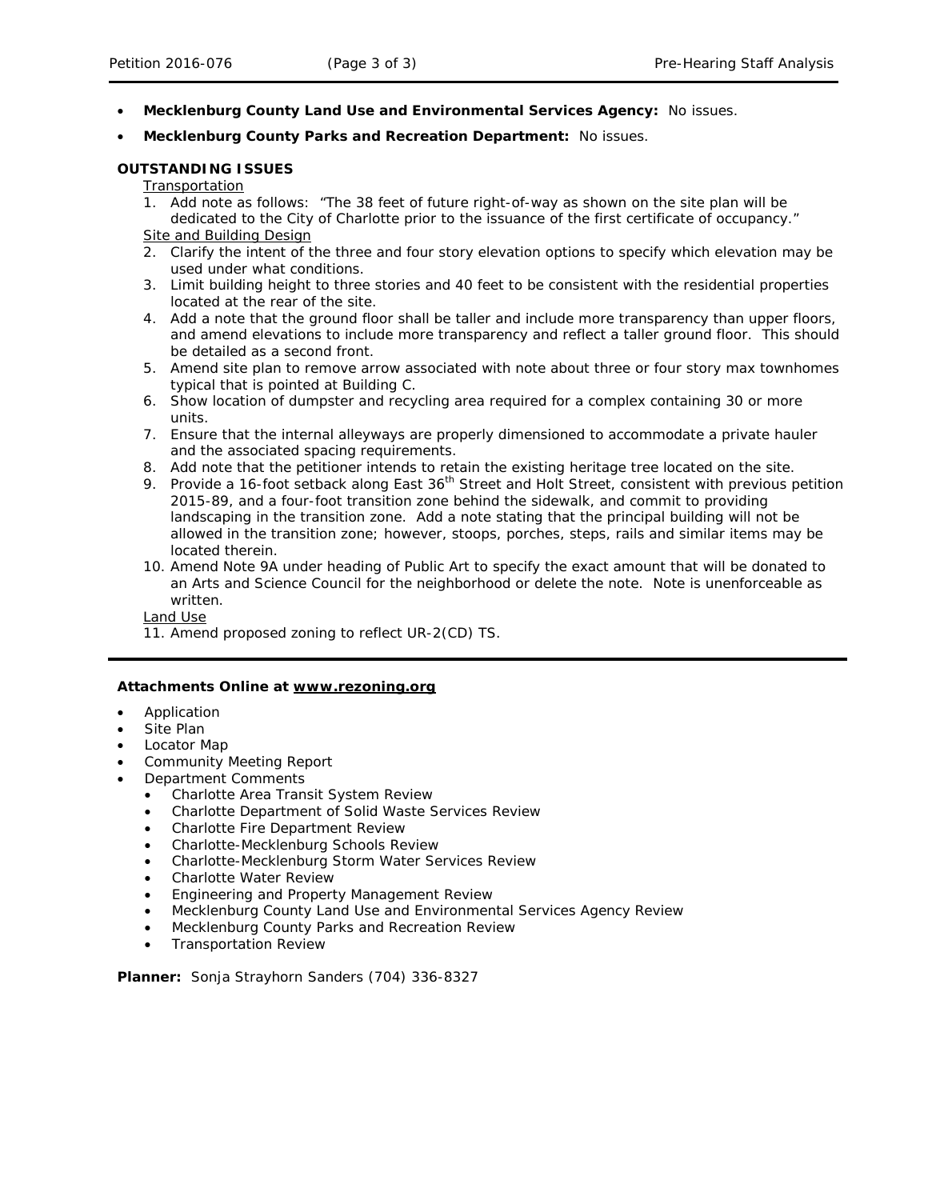- **Mecklenburg County Land Use and Environmental Services Agency:** No issues.
- **Mecklenburg County Parks and Recreation Department:** No issues.

**OUTSTANDING ISSUES**

Transportation

1. Add note as follows: "The 38 feet of future right-of-way as shown on the site plan will be dedicated to the City of Charlotte prior to the issuance of the first certificate of occupancy."

Site and Building Design

2. Clarify the intent of the three and four story elevation options to specify which elevation may be used under what conditions.
3. Limit building height to three stories and 40 feet to be consistent with the residential properties located at the rear of the site.
4. Add a note that the ground floor shall be taller and include more transparency than upper floors, and amend elevations to include more transparency and reflect a taller ground floor. This should be detailed as a second front.
5. Amend site plan to remove arrow associated with note about three or four story max townhomes typical that is pointed at Building C.
6. Show location of dumpster and recycling area required for a complex containing 30 or more units.
7. Ensure that the internal alleyways are properly dimensioned to accommodate a private hauler and the associated spacing requirements.
8. Add note that the petitioner intends to retain the existing heritage tree located on the site.
9. Provide a 16-foot setback along East 36th Street and Holt Street, consistent with previous petition 2015-89, and a four-foot transition zone behind the sidewalk, and commit to providing landscaping in the transition zone. Add a note stating that the principal building will not be allowed in the transition zone; however, stoops, porches, steps, rails and similar items may be located therein.
10. Amend Note 9A under heading of Public Art to specify the exact amount that will be donated to an Arts and Science Council for the neighborhood or delete the note. Note is unenforceable as written.

Land Use

11. Amend proposed zoning to reflect UR-2(CD) TS.

**Attachments Online at www.rezoning.org**

- Application
- Site Plan
- Locator Map
- Community Meeting Report
- Department Comments
  - Charlotte Area Transit System Review
  - Charlotte Department of Solid Waste Services Review
  - Charlotte Fire Department Review
  - Charlotte-Mecklenburg Schools Review
  - Charlotte-Mecklenburg Storm Water Services Review
  - Charlotte Water Review
  - Engineering and Property Management Review
  - Mecklenburg County Land Use and Environmental Services Agency Review
  - Mecklenburg County Parks and Recreation Review
  - Transportation Review

**Planner:** Sonja Strayhorn Sanders (704) 336-8327